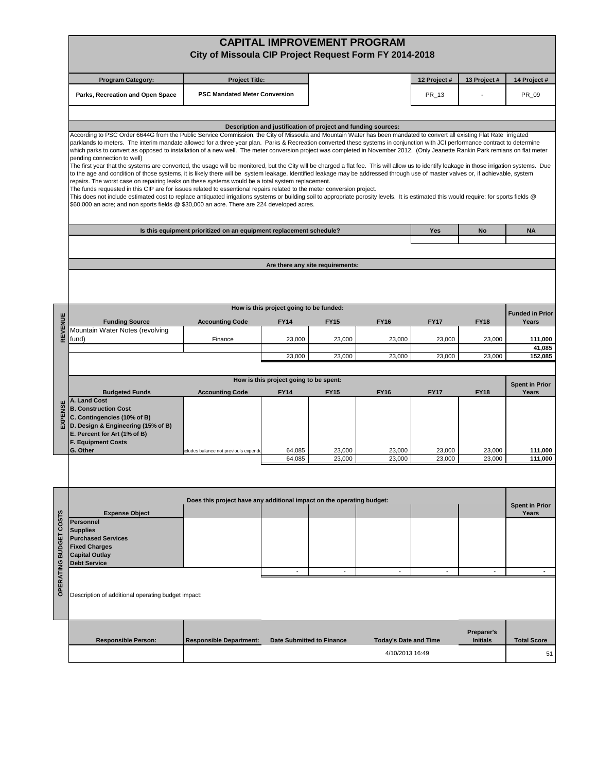# CAPITAL IMPROVEMENT PROGRAM

## City of Missoula CIP Project Request Form FY 2014-2018

| Program Category: | Project Title: | | 12 Project # | 13 Project # | 14 Project # |
|---|---|---|---|---|---|
| Parks, Recreation and Open Space | PSC Mandated Meter Conversion | | PR_13 | - | PR_09 |

### Description and justification of project and funding sources:

According to PSC Order 6644G from the Public Service Commission, the City of Missoula and Mountain Water has been mandated to convert all existing Flat Rate irrigated parklands to meters. The interim mandate allowed for a three year plan. Parks & Recreation converted these systems in conjunction with JCI performance contract to determine which parks to convert as opposed to installation of a new well. The meter conversion project was completed in November 2012. (Only Jeanette Rankin Park remians on flat meter pending connection to well)

The first year that the systems are converted, the usage will be monitored, but the City will be charged a flat fee. This will allow us to identify leakage in those irrigation systems. Due to the age and condition of those systems, it is likely there will be system leakage. Identified leakage may be addressed through use of master valves or, if achievable, system repairs. The worst case on repairing leaks on these systems would be a total system replacement.

The funds requested in this CIP are for issues related to essentional repairs related to the meter conversion project.

This does not include estimated cost to replace antiquated irrigations systems or building soil to appropriate porosity levels. It is estimated this would require: for sports fields @ $60,000 an acre; and non sports fields @ $30,000 an acre. There are 224 developed acres.

| Is this equipment prioritized on an equipment replacement schedule? | Yes | No | NA |
|---|---|---|---|
| | | | |

### Are there any site requirements:

### REVENUE

How is this project going to be funded:

| Funding Source | Accounting Code | FY14 | FY15 | FY16 | FY17 | FY18 | Funded in Prior Years |
|---|---|---|---|---|---|---|---|
| Mountain Water Notes (revolving fund) | Finance | 23,000 | 23,000 | 23,000 | 23,000 | 23,000 | **111,000** |
| | | | | | | | **41,085** |
| | | 23,000 | 23,000 | 23,000 | 23,000 | 23,000 | **152,085** |

### EXPENSE

How is this project going to be spent:

| Budgeted Funds | Accounting Code | FY14 | FY15 | FY16 | FY17 | FY18 | Spent in Prior Years |
|---|---|---|---|---|---|---|---|
| **A. Land Cost** | | | | | | | |
| **B. Construction Cost** | | | | | | | |
| **C. Contingencies (10% of B)** | | | | | | | |
| **D. Design & Engineering (15% of B)** | | | | | | | |
| **E. Percent for Art (1% of B)** | | | | | | | |
| **F. Equipment Costs** | | | | | | | |
| **G. Other** | cludes balance not previouls expende | 64,085 | 23,000 | 23,000 | 23,000 | 23,000 | **111,000** |
| | | 64,085 | 23,000 | 23,000 | 23,000 | 23,000 | **111,000** |

### OPERATING BUDGET COSTS

Does this project have any additional impact on the operating budget:

| Expense Object | | | | | | | Spent in Prior Years |
|---|---|---|---|---|---|---|---|
| **Personnel** | | | | | | | |
| **Supplies** | | | | | | | |
| **Purchased Services** | | | | | | | |
| **Fixed Charges** | | | | | | | |
| **Capital Outlay** | | | | | | | |
| **Debt Service** | | | | | | | |
| | | - | - | - | - | - | **-** |

Description of additional operating budget impact:

| Responsible Person: | Responsible Department: | Date Submitted to Finance | Today's Date and Time | Preparer's Initials | Total Score |
|---|---|---|---|---|---|
| | | | 4/10/2013 16:49 | | 51 |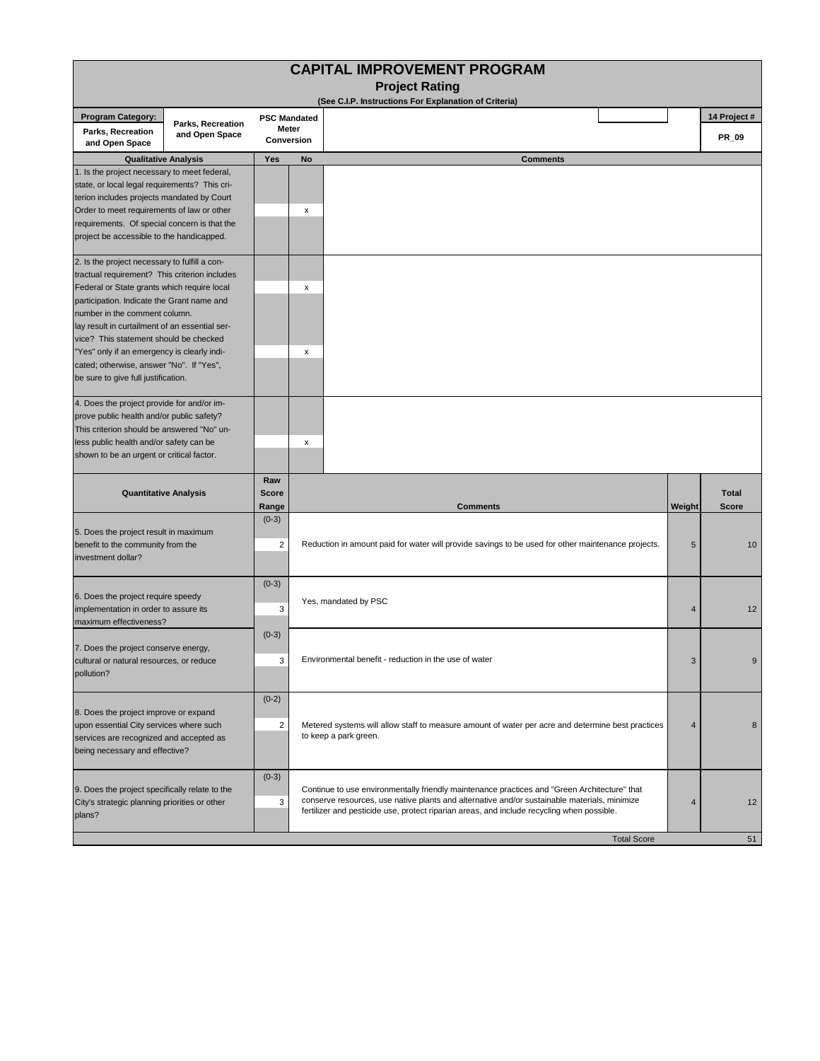# CAPITAL IMPROVEMENT PROGRAM

## Project Rating

**(See C.I.P. Instructions For Explanation of Criteria)**

| Program Category: | Parks, Recreation and Open Space | PSC Mandated Meter Conversion | 14 Project # |
|---|---|---|---|
| Parks, Recreation and Open Space | | | PR_09 |

| Qualitative Analysis | Yes | No | Comments |
|---|---|---|---|
| 1. Is the project necessary to meet federal, state, or local legal requirements? This criterion includes projects mandated by Court Order to meet requirements of law or other requirements. Of special concern is that the project be accessible to the handicapped. | | x | |
| 2. Is the project necessary to fulfill a contractual requirement? This criterion includes Federal or State grants which require local participation. Indicate the Grant name and number in the comment column. | | x | |
| lay result in curtailment of an essential service? This statement should be checked "Yes" only if an emergency is clearly indicated; otherwise, answer "No". If "Yes", be sure to give full justification. | | x | |
| 4. Does the project provide for and/or improve public health and/or public safety? This criterion should be answered "No" unless public health and/or safety can be shown to be an urgent or critical factor. | | x | |

| Quantitative Analysis | Raw Score Range | Comments | Weight | Total Score |
|---|---|---|---|---|
| 5. Does the project result in maximum benefit to the community from the investment dollar? | (0-3) 2 | Reduction in amount paid for water will provide savings to be used for other maintenance projects. | 5 | 10 |
| 6. Does the project require speedy implementation in order to assure its maximum effectiveness? | (0-3) 3 | Yes, mandated by PSC | 4 | 12 |
| 7. Does the project conserve energy, cultural or natural resources, or reduce pollution? | (0-3) 3 | Environmental benefit - reduction in the use of water | 3 | 9 |
| 8. Does the project improve or expand upon essential City services where such services are recognized and accepted as being necessary and effective? | (0-2) 2 | Metered systems will allow staff to measure amount of water per acre and determine best practices to keep a park green. | 4 | 8 |
| 9. Does the project specifically relate to the City's strategic planning priorities or other plans? | (0-3) 3 | Continue to use environmentally friendly maintenance practices and "Green Architecture" that conserve resources, use native plants and alternative and/or sustainable materials, minimize fertilizer and pesticide use, protect riparian areas, and include recycling when possible. | 4 | 12 |
| | | Total Score | | 51 |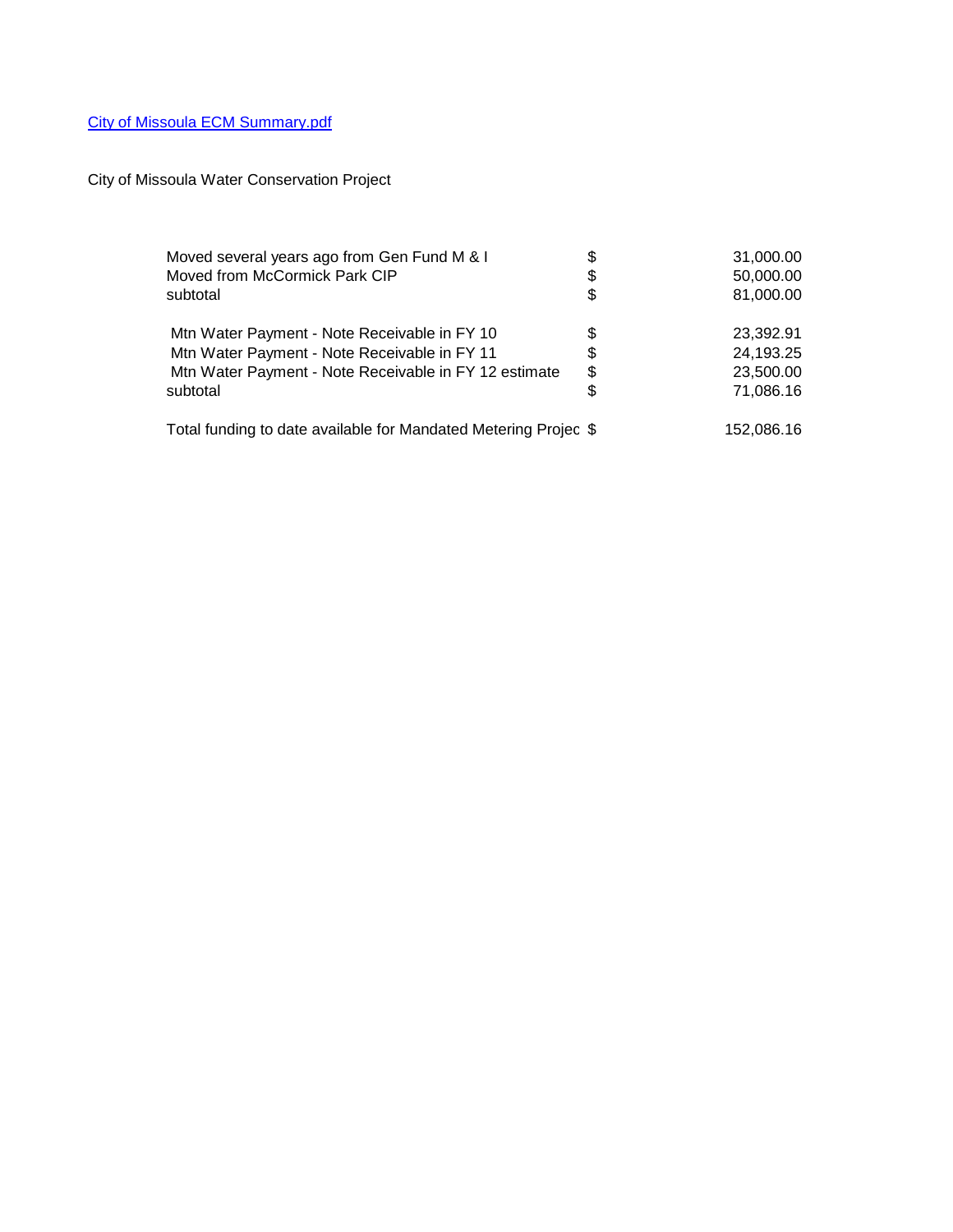City of Missoula ECM Summary.pdf

City of Missoula Water Conservation Project

| | | |
|---|---|---|
| Moved several years ago from Gen Fund M & I | $ | 31,000.00 |
| Moved from McCormick Park CIP | $ | 50,000.00 |
| subtotal | $ | 81,000.00 |
| | | |
| Mtn Water Payment - Note Receivable in FY 10 | $ | 23,392.91 |
| Mtn Water Payment - Note Receivable in FY 11 | $ | 24,193.25 |
| Mtn Water Payment - Note Receivable in FY 12 estimate | $ | 23,500.00 |
| subtotal | $ | 71,086.16 |
| | | |
| Total funding to date available for Mandated Metering Projec | $ | 152,086.16 |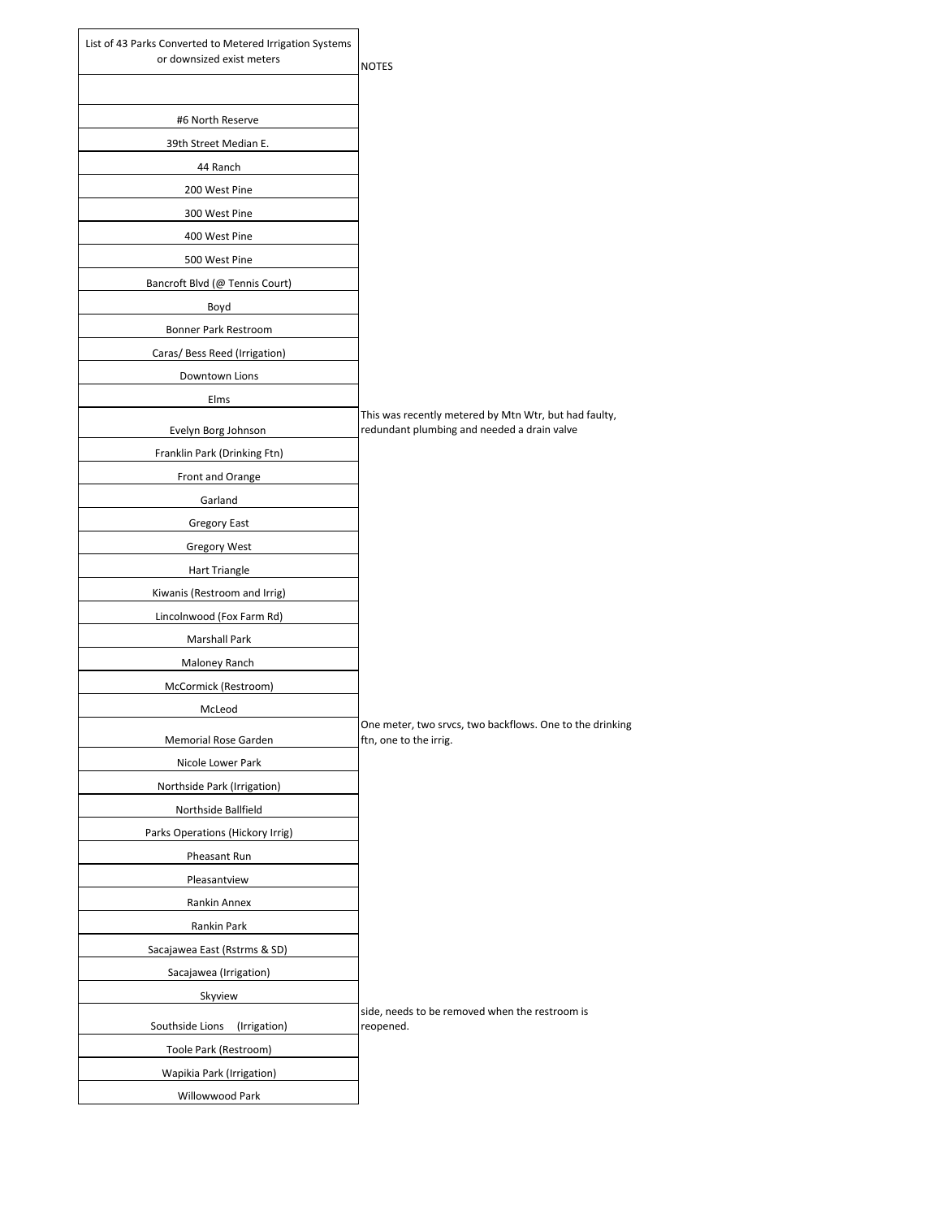| List of 43 Parks Converted to Metered Irrigation Systems or downsized exist meters | NOTES |
|---|---|
| | |
| #6 North Reserve | |
| 39th Street Median E. | |
| 44 Ranch | |
| 200 West Pine | |
| 300 West Pine | |
| 400 West Pine | |
| 500 West Pine | |
| Bancroft Blvd (@ Tennis Court) | |
| Boyd | |
| Bonner Park Restroom | |
| Caras/ Bess Reed (Irrigation) | |
| Downtown Lions | |
| Elms | |
| Evelyn Borg Johnson | This was recently metered by Mtn Wtr, but had faulty, redundant plumbing and needed a drain valve |
| Franklin Park (Drinking Ftn) | |
| Front and Orange | |
| Garland | |
| Gregory East | |
| Gregory West | |
| Hart Triangle | |
| Kiwanis (Restroom and Irrig) | |
| Lincolnwood (Fox Farm Rd) | |
| Marshall Park | |
| Maloney Ranch | |
| McCormick (Restroom) | |
| McLeod | |
| Memorial Rose Garden | One meter, two srvcs, two backflows. One to the drinking ftn, one to the irrig. |
| Nicole Lower Park | |
| Northside Park (Irrigation) | |
| Northside Ballfield | |
| Parks Operations (Hickory Irrig) | |
| Pheasant Run | |
| Pleasantview | |
| Rankin Annex | |
| Rankin Park | |
| Sacajawea East (Rstrms & SD) | |
| Sacajawea (Irrigation) | |
| Skyview | |
| Southside Lions (Irrigation) | side, needs to be removed when the restroom is reopened. |
| Toole Park (Restroom) | |
| Wapikia Park (Irrigation) | |
| Willowwood Park | |